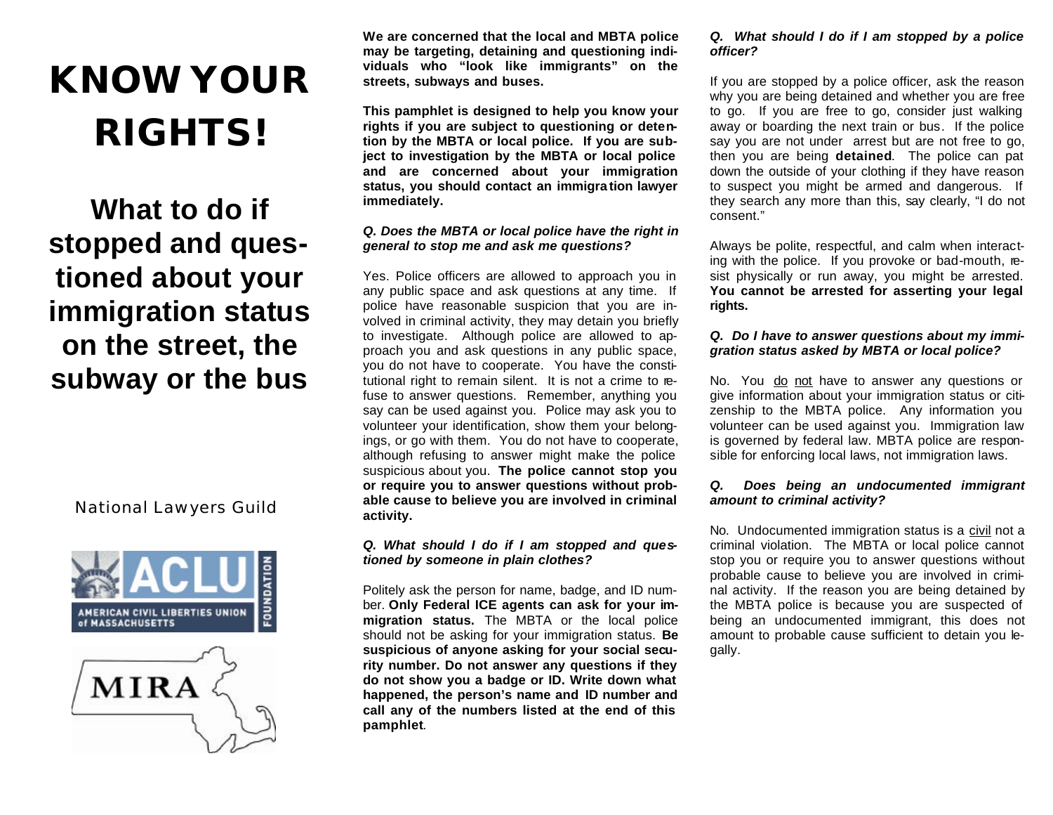# KNOW YOUR RIGHTS!

## What to do if stopped and questioned about your immigration status on the street, the subway or the bus

National Lawyers Guild

AMERICAN CIVIL LIBERTIES UNION of MASSACHUSETTS FOUNDATION

MIRA

**We are concerned that the local and MBTA police may be targeting, detaining and questioning individuals who "look like immigrants" on the streets, subways and buses.**

**This pamphlet is designed to help you know your rights if you are subject to questioning or detention by the MBTA or local police. If you are subject to investigation by the MBTA or local police and are concerned about your immigration status, you should contact an immigration lawyer immediately.**

***Q. Does the MBTA or local police have the right in general to stop me and ask me questions?***

Yes. Police officers are allowed to approach you in any public space and ask questions at any time. If police have reasonable suspicion that you are involved in criminal activity, they may detain you briefly to investigate. Although police are allowed to approach you and ask questions in any public space, you do not have to cooperate. You have the constitutional right to remain silent. It is not a crime to refuse to answer questions. Remember, anything you say can be used against you. Police may ask you to volunteer your identification, show them your belongings, or go with them. You do not have to cooperate, although refusing to answer might make the police suspicious about you. **The police cannot stop you or require you to answer questions without probable cause to believe you are involved in criminal activity.**

***Q. What should I do if I am stopped and questioned by someone in plain clothes?***

Politely ask the person for name, badge, and ID number. **Only Federal ICE agents can ask for your immigration status.** The MBTA or the local police should not be asking for your immigration status. **Be suspicious of anyone asking for your social security number. Do not answer any questions if they do not show you a badge or ID. Write down what happened, the person's name and ID number and call any of the numbers listed at the end of this pamphlet**.

***Q. What should I do if I am stopped by a police officer?***

If you are stopped by a police officer, ask the reason why you are being detained and whether you are free to go. If you are free to go, consider just walking away or boarding the next train or bus. If the police say you are not under arrest but are not free to go, then you are being **detained**. The police can pat down the outside of your clothing if they have reason to suspect you might be armed and dangerous. If they search any more than this, say clearly, "I do not consent."

Always be polite, respectful, and calm when interacting with the police. If you provoke or bad-mouth, resist physically or run away, you might be arrested. **You cannot be arrested for asserting your legal rights.**

***Q. Do I have to answer questions about my immigration status asked by MBTA or local police?***

No. You <u>do</u> <u>not</u> have to answer any questions or give information about your immigration status or citizenship to the MBTA police. Any information you volunteer can be used against you. Immigration law is governed by federal law. MBTA police are responsible for enforcing local laws, not immigration laws.

***Q. Does being an undocumented immigrant amount to criminal activity?***

No. Undocumented immigration status is a <u>civil</u> not a criminal violation. The MBTA or local police cannot stop you or require you to answer questions without probable cause to believe you are involved in criminal activity. If the reason you are being detained by the MBTA police is because you are suspected of being an undocumented immigrant, this does not amount to probable cause sufficient to detain you legally.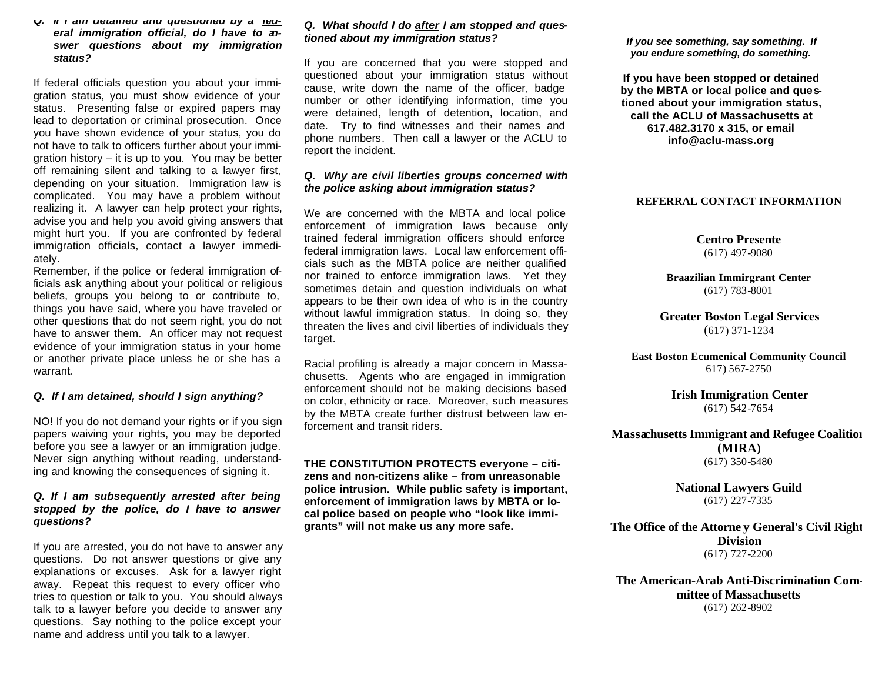***Q. If I am detained and questioned by a <u>federal immigration</u> official, do I have to answer questions about my immigration status?***

If federal officials question you about your immigration status, you must show evidence of your status. Presenting false or expired papers may lead to deportation or criminal prosecution. Once you have shown evidence of your status, you do not have to talk to officers further about your immigration history – it is up to you. You may be better off remaining silent and talking to a lawyer first, depending on your situation. Immigration law is complicated. You may have a problem without realizing it. A lawyer can help protect your rights, advise you and help you avoid giving answers that might hurt you. If you are confronted by federal immigration officials, contact a lawyer immediately.

Remember, if the police <u>or</u> federal immigration officials ask anything about your political or religious beliefs, groups you belong to or contribute to, things you have said, where you have traveled or other questions that do not seem right, you do not have to answer them. An officer may not request evidence of your immigration status in your home or another private place unless he or she has a warrant.

***Q. If I am detained, should I sign anything?***

NO! If you do not demand your rights or if you sign papers waiving your rights, you may be deported before you see a lawyer or an immigration judge. Never sign anything without reading, understanding and knowing the consequences of signing it.

***Q. If I am subsequently arrested after being stopped by the police, do I have to answer questions?***

If you are arrested, you do not have to answer any questions. Do not answer questions or give any explanations or excuses. Ask for a lawyer right away. Repeat this request to every officer who tries to question or talk to you. You should always talk to a lawyer before you decide to answer any questions. Say nothing to the police except your name and address until you talk to a lawyer.

***Q. What should I do <u>after</u> I am stopped and questioned about my immigration status?***

If you are concerned that you were stopped and questioned about your immigration status without cause, write down the name of the officer, badge number or other identifying information, time you were detained, length of detention, location, and date. Try to find witnesses and their names and phone numbers. Then call a lawyer or the ACLU to report the incident.

***Q. Why are civil liberties groups concerned with the police asking about immigration status?***

We are concerned with the MBTA and local police enforcement of immigration laws because only trained federal immigration officers should enforce federal immigration laws. Local law enforcement officials such as the MBTA police are neither qualified nor trained to enforce immigration laws. Yet they sometimes detain and question individuals on what appears to be their own idea of who is in the country without lawful immigration status. In doing so, they threaten the lives and civil liberties of individuals they target.

Racial profiling is already a major concern in Massachusetts. Agents who are engaged in immigration enforcement should not be making decisions based on color, ethnicity or race. Moreover, such measures by the MBTA create further distrust between law enforcement and transit riders.

**THE CONSTITUTION PROTECTS everyone – citizens and non-citizens alike – from unreasonable police intrusion. While public safety is important, enforcement of immigration laws by MBTA or local police based on people who "look like immigrants" will not make us any more safe.**

***If you see something, say something. If you endure something, do something.***

**If you have been stopped or detained by the MBTA or local police and questioned about your immigration status, call the ACLU of Massachusetts at 617.482.3170 x 315, or email info@aclu-mass.org**

**REFERRAL CONTACT INFORMATION**

**Centro Presente**
(617) 497-9080

**Braazilian Immirgrant Center**
(617) 783-8001

**Greater Boston Legal Services**
(617) 371-1234

**East Boston Ecumenical Community Council**
617) 567-2750

**Irish Immigration Center**
(617) 542-7654

**Massachusetts Immigrant and Refugee Coalition (MIRA)**
(617) 350-5480

**National Lawyers Guild**
(617) 227-7335

**The Office of the Attorne y General's Civil Right Division**
(617) 727-2200

**The American-Arab Anti-Discrimination Committee of Massachusetts**
(617) 262-8902